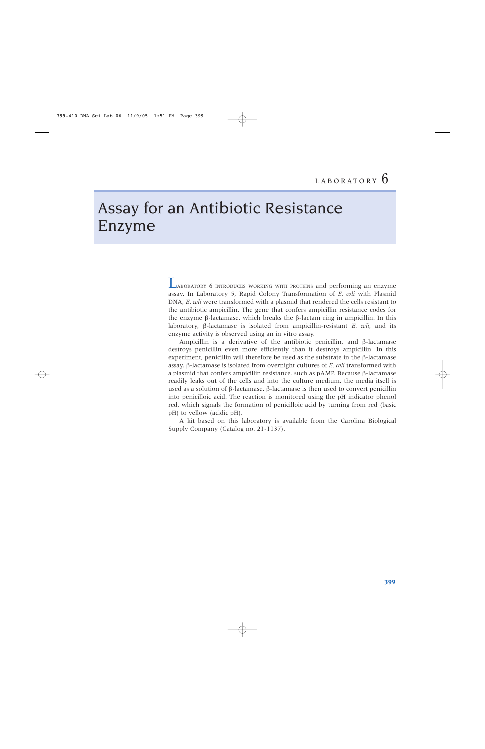LABORATORY 6

# Assay for an Antibiotic Resistance Enzyme

LABORATORY 6 INTRODUCES WORKING WITH PROTEINS and performing an enzyme assay. In Laboratory 5, Rapid Colony Transformation of *E. coli* with Plasmid DNA, *E. coli* were transformed with a plasmid that rendered the cells resistant to the antibiotic ampicillin. The gene that confers ampicillin resistance codes for the enzyme β-lactamase, which breaks the β-lactam ring in ampicillin. In this laboratory, β-lactamase is isolated from ampicillin-resistant *E. coli*, and its enzyme activity is observed using an in vitro assay.

Ampicillin is a derivative of the antibiotic penicillin, and β-lactamase destroys penicillin even more efficiently than it destroys ampicillin. In this experiment, penicillin will therefore be used as the substrate in the β-lactamase assay. β-lactamase is isolated from overnight cultures of *E. coli* transformed with a plasmid that confers ampicillin resistance, such as pAMP. Because β-lactamase readily leaks out of the cells and into the culture medium, the media itself is used as a solution of β-lactamase. β-lactamase is then used to convert penicillin into penicilloic acid. The reaction is monitored using the pH indicator phenol red, which signals the formation of penicilloic acid by turning from red (basic pH) to yellow (acidic pH).

A kit based on this laboratory is available from the Carolina Biological Supply Company (Catalog no. 21-1137).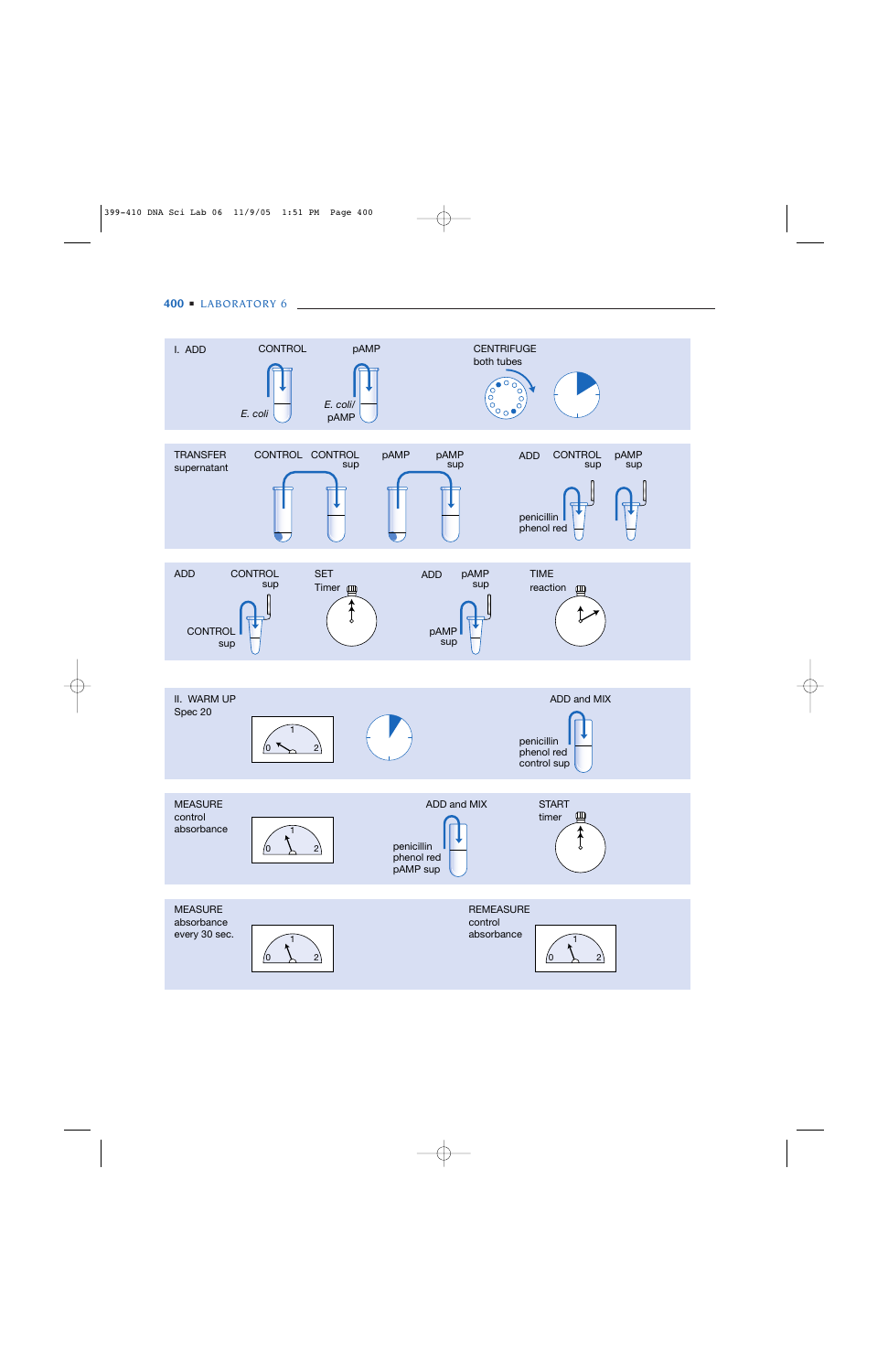I. ADD CONTROL pAMP

*E. coli* &nbsp; *E. coli*/pAMP

CENTRIFUGE both tubes

TRANSFER supernatant CONTROL CONTROL sup pAMP pAMP sup

ADD CONTROL sup pAMP sup

penicillin phenol red

ADD CONTROL sup

CONTROL sup

SET Timer

ADD pAMP sup

pAMP sup

TIME reaction

II. WARM UP Spec 20

ADD and MIX

penicillin phenol red control sup

MEASURE control absorbance

ADD and MIX

penicillin phenol red pAMP sup

START timer

MEASURE absorbance every 30 sec.

REMEASURE control absorbance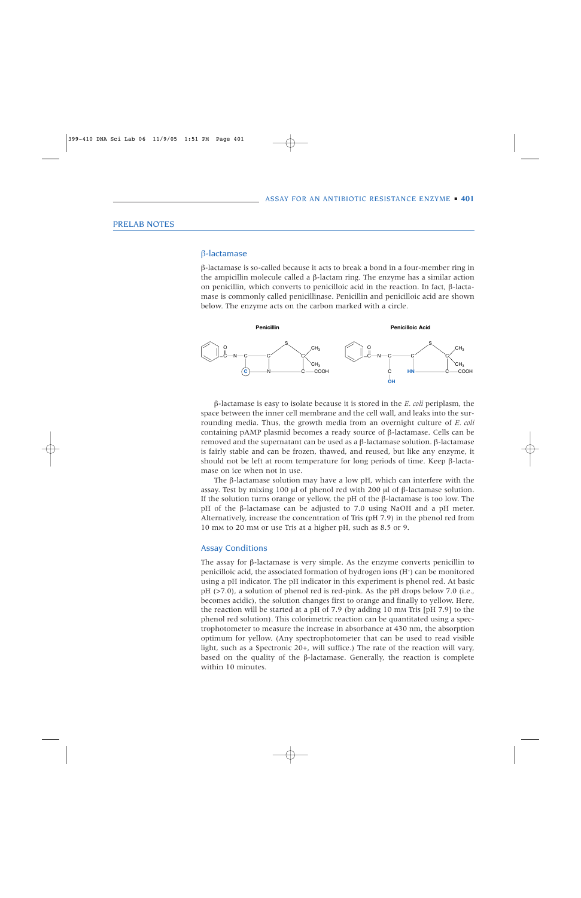## PRELAB NOTES

### β-lactamase

β-lactamase is so-called because it acts to break a bond in a four-member ring in the ampicillin molecule called a β-lactam ring. The enzyme has a similar action on penicillin, which converts to penicilloic acid in the reaction. In fact, β-lactamase is commonly called penicillinase. Penicillin and penicilloic acid are shown below. The enzyme acts on the carbon marked with a circle.

Penicillin

Penicilloic Acid

β-lactamase is easy to isolate because it is stored in the *E. coli* periplasm, the space between the inner cell membrane and the cell wall, and leaks into the surrounding media. Thus, the growth media from an overnight culture of *E. coli* containing pAMP plasmid becomes a ready source of β-lactamase. Cells can be removed and the supernatant can be used as a β-lactamase solution. β-lactamase is fairly stable and can be frozen, thawed, and reused, but like any enzyme, it should not be left at room temperature for long periods of time. Keep β-lactamase on ice when not in use.

The β-lactamase solution may have a low pH, which can interfere with the assay. Test by mixing 100 μl of phenol red with 200 μl of β-lactamase solution. If the solution turns orange or yellow, the pH of the β-lactamase is too low. The pH of the β-lactamase can be adjusted to 7.0 using NaOH and a pH meter. Alternatively, increase the concentration of Tris (pH 7.9) in the phenol red from 10 mM to 20 mM or use Tris at a higher pH, such as 8.5 or 9.

### Assay Conditions

The assay for β-lactamase is very simple. As the enzyme converts penicillin to penicilloic acid, the associated formation of hydrogen ions ($H^+$) can be monitored using a pH indicator. The pH indicator in this experiment is phenol red. At basic pH (>7.0), a solution of phenol red is red-pink. As the pH drops below 7.0 (i.e., becomes acidic), the solution changes first to orange and finally to yellow. Here, the reaction will be started at a pH of 7.9 (by adding 10 mM Tris [pH 7.9] to the phenol red solution). This colorimetric reaction can be quantitated using a spectrophotometer to measure the increase in absorbance at 430 nm, the absorption optimum for yellow. (Any spectrophotometer that can be used to read visible light, such as a Spectronic 20+, will suffice.) The rate of the reaction will vary, based on the quality of the β-lactamase. Generally, the reaction is complete within 10 minutes.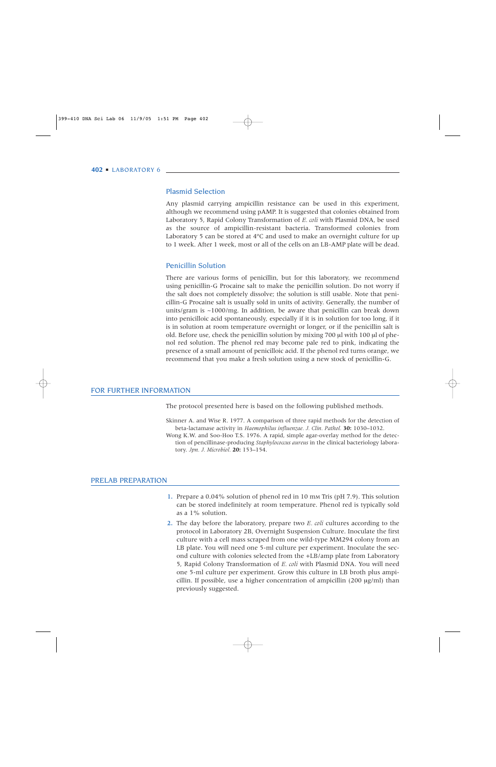## Plasmid Selection

Any plasmid carrying ampicillin resistance can be used in this experiment, although we recommend using pAMP. It is suggested that colonies obtained from Laboratory 5, Rapid Colony Transformation of *E. coli* with Plasmid DNA, be used as the source of ampicillin-resistant bacteria. Transformed colonies from Laboratory 5 can be stored at 4°C and used to make an overnight culture for up to 1 week. After 1 week, most or all of the cells on an LB-AMP plate will be dead.

## Penicillin Solution

There are various forms of penicillin, but for this laboratory, we recommend using penicillin-G Procaine salt to make the penicillin solution. Do not worry if the salt does not completely dissolve; the solution is still usable. Note that penicillin-G Procaine salt is usually sold in units of activity. Generally, the number of units/gram is ~1000/mg. In addition, be aware that penicillin can break down into penicilloic acid spontaneously, especially if it is in solution for too long, if it is in solution at room temperature overnight or longer, or if the penicillin salt is old. Before use, check the penicillin solution by mixing 700 µl with 100 µl of phenol red solution. The phenol red may become pale red to pink, indicating the presence of a small amount of penicilloic acid. If the phenol red turns orange, we recommend that you make a fresh solution using a new stock of penicillin-G.

# FOR FURTHER INFORMATION

The protocol presented here is based on the following published methods.

Skinner A. and Wise R. 1977. A comparison of three rapid methods for the detection of beta-lactamase activity in *Haemophilus influenzae*. *J. Clin. Pathol.* **30:** 1030–1032.

Wong K.W. and Soo-Hoo T.S. 1976. A rapid, simple agar-overlay method for the detection of pencillinase-producing *Staphylococcus aureus* in the clinical bacteriology laboratory. *Jpn. J. Microbiol.* **20:** 153–154.

# PRELAB PREPARATION

1. Prepare a 0.04% solution of phenol red in 10 mM Tris (pH 7.9). This solution can be stored indefinitely at room temperature. Phenol red is typically sold as a 1% solution.
2. The day before the laboratory, prepare two *E. coli* cultures according to the protocol in Laboratory 2B, Overnight Suspension Culture. Inoculate the first culture with a cell mass scraped from one wild-type MM294 colony from an LB plate. You will need one 5-ml culture per experiment. Inoculate the second culture with colonies selected from the +LB/amp plate from Laboratory 5, Rapid Colony Transformation of *E. coli* with Plasmid DNA. You will need one 5-ml culture per experiment. Grow this culture in LB broth plus ampicillin. If possible, use a higher concentration of ampicillin (200 µg/ml) than previously suggested.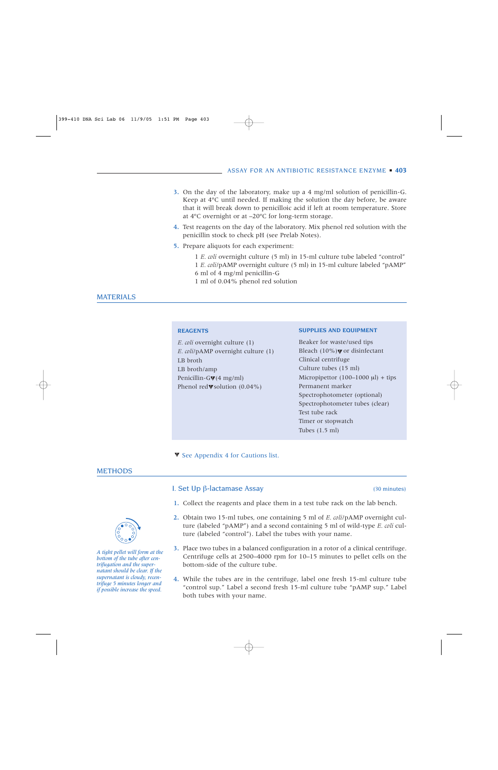3. On the day of the laboratory, make up a 4 mg/ml solution of penicillin-G. Keep at 4°C until needed. If making the solution the day before, be aware that it will break down to penicilloic acid if left at room temperature. Store at 4°C overnight or at –20°C for long-term storage.
4. Test reagents on the day of the laboratory. Mix phenol red solution with the penicillin stock to check pH (see Prelab Notes).
5. Prepare aliquots for each experiment:

   1 *E. coli* overnight culture (5 ml) in 15-ml culture tube labeled "control"
   1 *E. coli*/pAMP overnight culture (5 ml) in 15-ml culture labeled "pAMP"
   6 ml of 4 mg/ml penicillin-G
   1 ml of 0.04% phenol red solution

## MATERIALS

**REAGENTS**

- *E. coli* overnight culture (1)
- *E. coli*/pAMP overnight culture (1)
- LB broth
- LB broth/amp
- Penicillin-G▼(4 mg/ml)
- Phenol red▼solution (0.04%)

**SUPPLIES AND EQUIPMENT**

- Beaker for waste/used tips
- Bleach (10%)▼or disinfectant
- Clinical centrifuge
- Culture tubes (15 ml)
- Micropipettor (100–1000 µl) + tips
- Permanent marker
- Spectrophotometer (optional)
- Spectrophotometer tubes (clear)
- Test tube rack
- Timer or stopwatch
- Tubes (1.5 ml)

▼ See Appendix 4 for Cautions list.

## METHODS

### I. Set Up β-lactamase Assay (30 minutes)

1. Collect the reagents and place them in a test tube rack on the lab bench.
2. Obtain two 15-ml tubes, one containing 5 ml of *E. coli*/pAMP overnight culture (labeled "pAMP") and a second containing 5 ml of wild-type *E. coli* culture (labeled "control"). Label the tubes with your name.
3. Place two tubes in a balanced configuration in a rotor of a clinical centrifuge. Centrifuge cells at 2500–4000 rpm for 10–15 minutes to pellet cells on the bottom-side of the culture tube.

   *A tight pellet will form at the bottom of the tube after centrifugation and the supernatant should be clear. If the supernatant is cloudy, recentrifuge 5 minutes longer and if possible increase the speed.*

4. While the tubes are in the centrifuge, label one fresh 15-ml culture tube "control sup." Label a second fresh 15-ml culture tube "pAMP sup." Label both tubes with your name.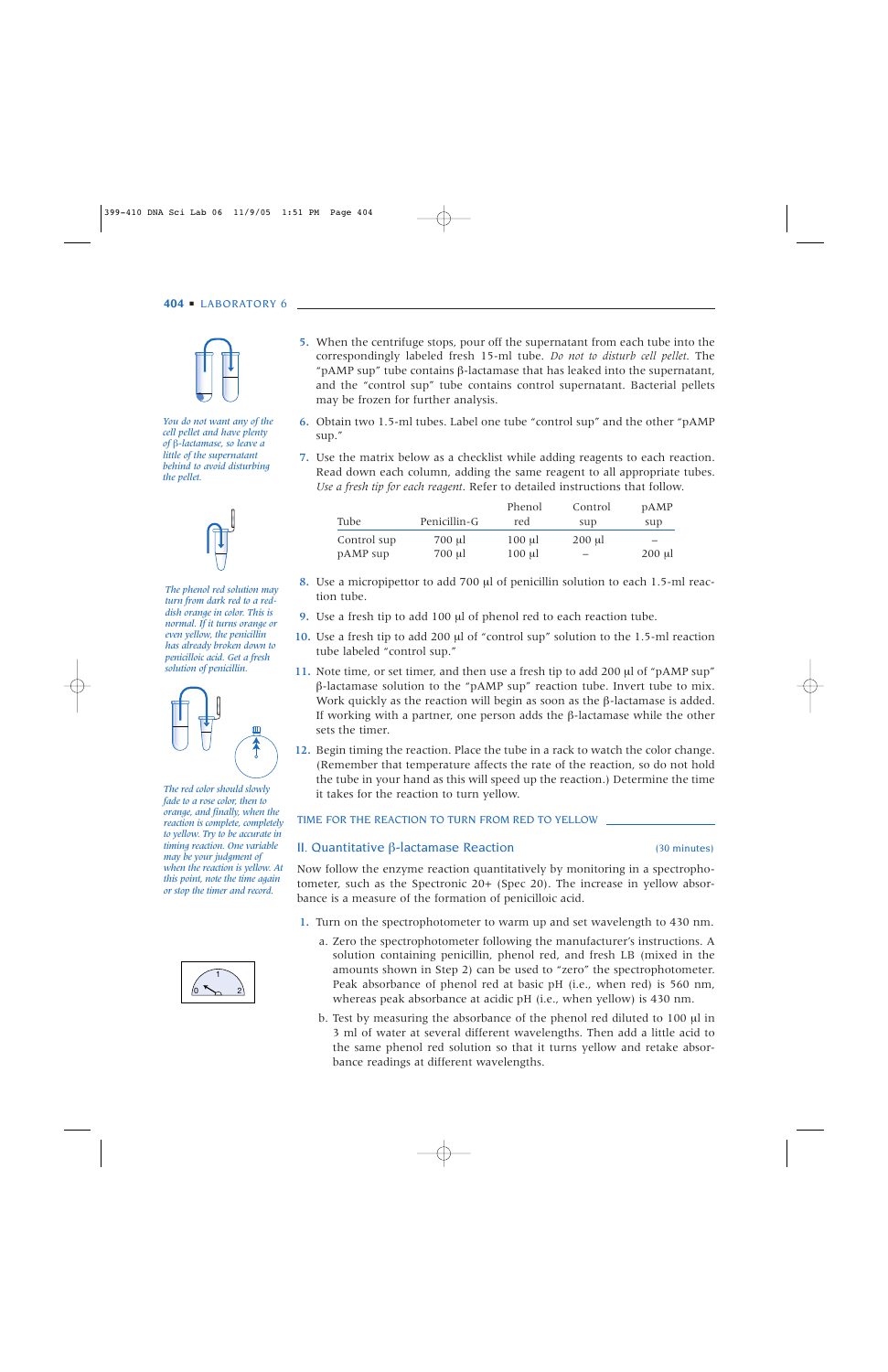*You do not want any of the cell pellet and have plenty of β-lactamase, so leave a little of the supernatant behind to avoid disturbing the pellet.*

*The phenol red solution may turn from dark red to a reddish orange in color. This is normal. If it turns orange or even yellow, the penicillin has already broken down to penicilloic acid. Get a fresh solution of penicillin.*

*The red color should slowly fade to a rose color, then to orange, and finally, when the reaction is complete, completely to yellow. Try to be accurate in timing reaction. One variable may be your judgment of when the reaction is yellow. At this point, note the time again or stop the timer and record.*

5. When the centrifuge stops, pour off the supernatant from each tube into the correspondingly labeled fresh 15-ml tube. *Do not to disturb cell pellet.* The "pAMP sup" tube contains β-lactamase that has leaked into the supernatant, and the "control sup" tube contains control supernatant. Bacterial pellets may be frozen for further analysis.

6. Obtain two 1.5-ml tubes. Label one tube "control sup" and the other "pAMP sup."

7. Use the matrix below as a checklist while adding reagents to each reaction. Read down each column, adding the same reagent to all appropriate tubes. *Use a fresh tip for each reagent.* Refer to detailed instructions that follow.

| Tube | Penicillin-G | Phenol red | Control sup | pAMP sup |
|---|---|---|---|---|
| Control sup | 700 µl | 100 µl | 200 µl | – |
| pAMP sup | 700 µl | 100 µl | – | 200 µl |

8. Use a micropipettor to add 700 µl of penicillin solution to each 1.5-ml reaction tube.

9. Use a fresh tip to add 100 µl of phenol red to each reaction tube.

10. Use a fresh tip to add 200 µl of "control sup" solution to the 1.5-ml reaction tube labeled "control sup."

11. Note time, or set timer, and then use a fresh tip to add 200 µl of "pAMP sup" β-lactamase solution to the "pAMP sup" reaction tube. Invert tube to mix. Work quickly as the reaction will begin as soon as the β-lactamase is added. If working with a partner, one person adds the β-lactamase while the other sets the timer.

12. Begin timing the reaction. Place the tube in a rack to watch the color change. (Remember that temperature affects the rate of the reaction, so do not hold the tube in your hand as this will speed up the reaction.) Determine the time it takes for the reaction to turn yellow.

TIME FOR THE REACTION TO TURN FROM RED TO YELLOW ____________

## II. Quantitative β-lactamase Reaction (30 minutes)

Now follow the enzyme reaction quantitatively by monitoring in a spectrophotometer, such as the Spectronic 20+ (Spec 20). The increase in yellow absorbance is a measure of the formation of penicilloic acid.

1. Turn on the spectrophotometer to warm up and set wavelength to 430 nm.

   a. Zero the spectrophotometer following the manufacturer's instructions. A solution containing penicillin, phenol red, and fresh LB (mixed in the amounts shown in Step 2) can be used to "zero" the spectrophotometer. Peak absorbance of phenol red at basic pH (i.e., when red) is 560 nm, whereas peak absorbance at acidic pH (i.e., when yellow) is 430 nm.

   b. Test by measuring the absorbance of the phenol red diluted to 100 µl in 3 ml of water at several different wavelengths. Then add a little acid to the same phenol red solution so that it turns yellow and retake absorbance readings at different wavelengths.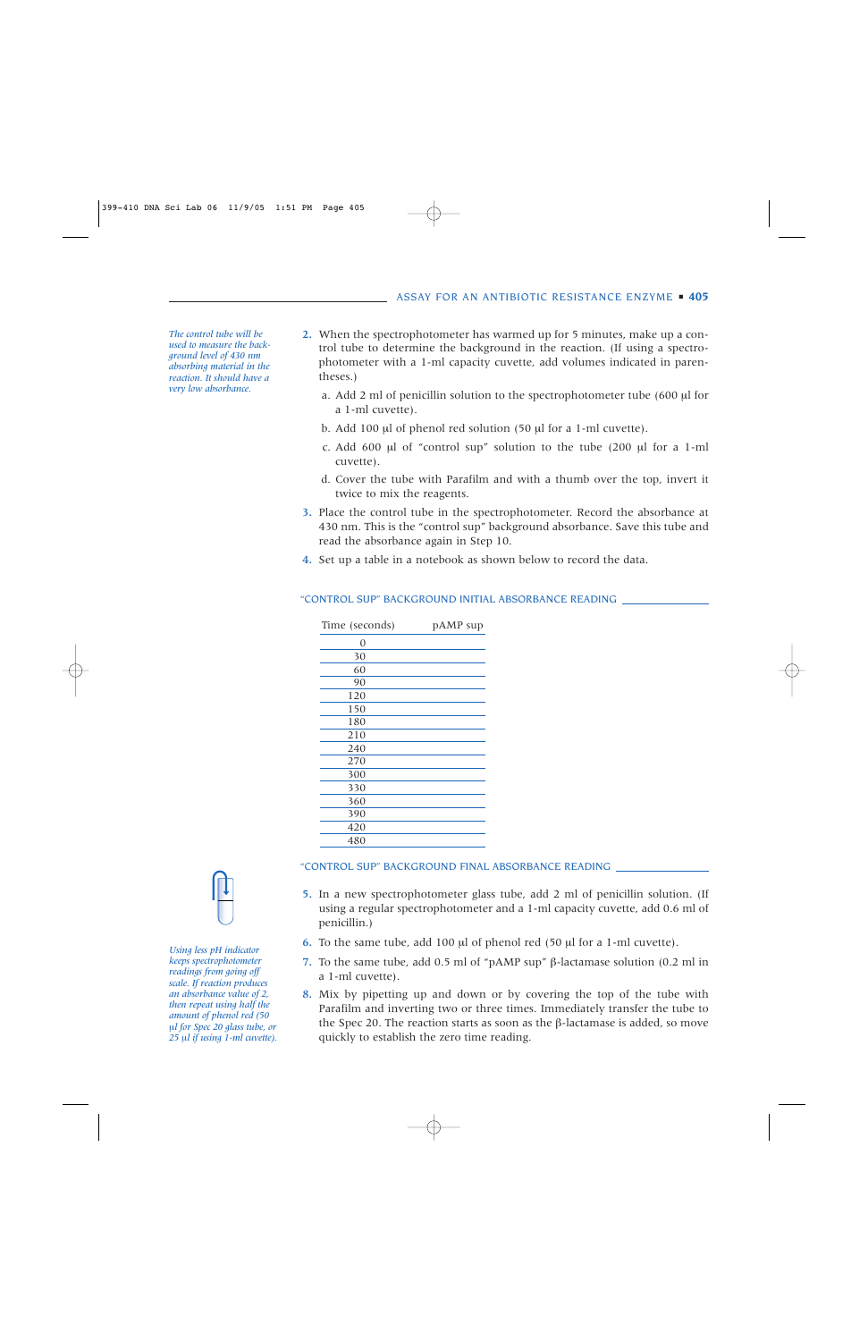*The control tube will be used to measure the background level of 430 nm absorbing material in the reaction. It should have a very low absorbance.*

2. When the spectrophotometer has warmed up for 5 minutes, make up a control tube to determine the background in the reaction. (If using a spectrophotometer with a 1-ml capacity cuvette, add volumes indicated in parentheses.)
   a. Add 2 ml of penicillin solution to the spectrophotometer tube (600 μl for a 1-ml cuvette).
   b. Add 100 μl of phenol red solution (50 μl for a 1-ml cuvette).
   c. Add 600 μl of "control sup" solution to the tube (200 μl for a 1-ml cuvette).
   d. Cover the tube with Parafilm and with a thumb over the top, invert it twice to mix the reagents.
3. Place the control tube in the spectrophotometer. Record the absorbance at 430 nm. This is the "control sup" background absorbance. Save this tube and read the absorbance again in Step 10.
4. Set up a table in a notebook as shown below to record the data.

"CONTROL SUP" BACKGROUND INITIAL ABSORBANCE READING ______________

| Time (seconds) | pAMP sup |
|---|---|
| 0 | |
| 30 | |
| 60 | |
| 90 | |
| 120 | |
| 150 | |
| 180 | |
| 210 | |
| 240 | |
| 270 | |
| 300 | |
| 330 | |
| 360 | |
| 390 | |
| 420 | |
| 480 | |

"CONTROL SUP" BACKGROUND FINAL ABSORBANCE READING ______________

*Using less pH indicator keeps spectrophotometer readings from going off scale. If reaction produces an absorbance value of 2, then repeat using half the amount of phenol red (50 μl for Spec 20 glass tube, or 25 μl if using 1-ml cuvette).*

5. In a new spectrophotometer glass tube, add 2 ml of penicillin solution. (If using a regular spectrophotometer and a 1-ml capacity cuvette, add 0.6 ml of penicillin.)
6. To the same tube, add 100 μl of phenol red (50 μl for a 1-ml cuvette).
7. To the same tube, add 0.5 ml of "pAMP sup" β-lactamase solution (0.2 ml in a 1-ml cuvette).
8. Mix by pipetting up and down or by covering the top of the tube with Parafilm and inverting two or three times. Immediately transfer the tube to the Spec 20. The reaction starts as soon as the β-lactamase is added, so move quickly to establish the zero time reading.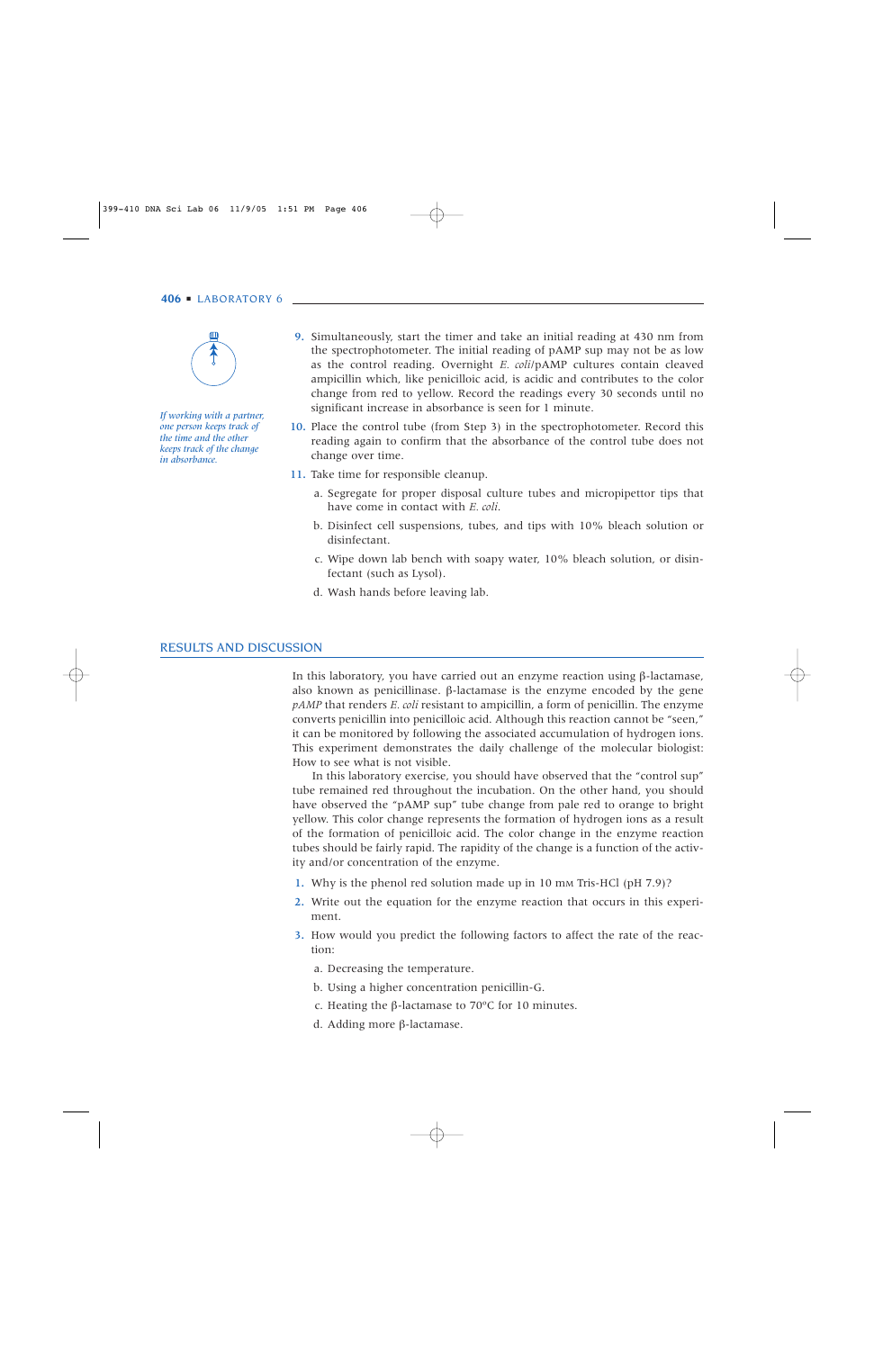9. Simultaneously, start the timer and take an initial reading at 430 nm from the spectrophotometer. The initial reading of pAMP sup may not be as low as the control reading. Overnight *E. coli*/pAMP cultures contain cleaved ampicillin which, like penicilloic acid, is acidic and contributes to the color change from red to yellow. Record the readings every 30 seconds until no significant increase in absorbance is seen for 1 minute.

*If working with a partner, one person keeps track of the time and the other keeps track of the change in absorbance.*

10. Place the control tube (from Step 3) in the spectrophotometer. Record this reading again to confirm that the absorbance of the control tube does not change over time.

11. Take time for responsible cleanup.

    a. Segregate for proper disposal culture tubes and micropipettor tips that have come in contact with *E. coli*.

    b. Disinfect cell suspensions, tubes, and tips with 10% bleach solution or disinfectant.

    c. Wipe down lab bench with soapy water, 10% bleach solution, or disinfectant (such as Lysol).

    d. Wash hands before leaving lab.

## RESULTS AND DISCUSSION

In this laboratory, you have carried out an enzyme reaction using β-lactamase, also known as penicillinase. β-lactamase is the enzyme encoded by the gene *pAMP* that renders *E. coli* resistant to ampicillin, a form of penicillin. The enzyme converts penicillin into penicilloic acid. Although this reaction cannot be "seen," it can be monitored by following the associated accumulation of hydrogen ions. This experiment demonstrates the daily challenge of the molecular biologist: How to see what is not visible.

In this laboratory exercise, you should have observed that the "control sup" tube remained red throughout the incubation. On the other hand, you should have observed the "pAMP sup" tube change from pale red to orange to bright yellow. This color change represents the formation of hydrogen ions as a result of the formation of penicilloic acid. The color change in the enzyme reaction tubes should be fairly rapid. The rapidity of the change is a function of the activity and/or concentration of the enzyme.

1. Why is the phenol red solution made up in 10 mM Tris-HCl (pH 7.9)?

2. Write out the equation for the enzyme reaction that occurs in this experiment.

3. How would you predict the following factors to affect the rate of the reaction:

    a. Decreasing the temperature.

    b. Using a higher concentration penicillin-G.

    c. Heating the β-lactamase to 70°C for 10 minutes.

    d. Adding more β-lactamase.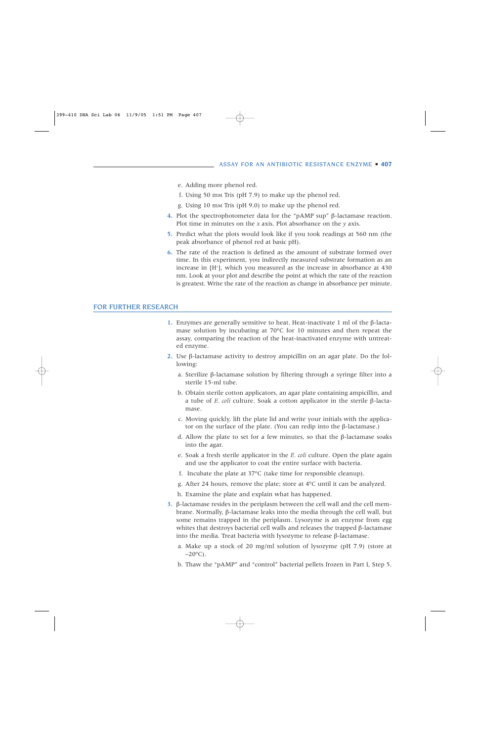e. Adding more phenol red.

f. Using 50 mM Tris (pH 7.9) to make up the phenol red.

g. Using 10 mM Tris (pH 9.0) to make up the phenol red.

4. Plot the spectrophotometer data for the "pAMP sup" β-lactamase reaction. Plot time in minutes on the *x* axis. Plot absorbance on the *y* axis.

5. Predict what the plots would look like if you took readings at 560 nm (the peak absorbance of phenol red at basic pH).

6. The rate of the reaction is defined as the amount of substrate formed over time. In this experiment, you indirectly measured substrate formation as an increase in [$H^+$], which you measured as the increase in absorbance at 430 nm. Look at your plot and describe the point at which the rate of the reaction is greatest. Write the rate of the reaction as change in absorbance per minute.

## FOR FURTHER RESEARCH

1. Enzymes are generally sensitive to heat. Heat-inactivate 1 ml of the β-lactamase solution by incubating at 70°C for 10 minutes and then repeat the assay, comparing the reaction of the heat-inactivated enzyme with untreated enzyme.

2. Use β-lactamase activity to destroy ampicillin on an agar plate. Do the following:

   a. Sterilize β-lactamase solution by filtering through a syringe filter into a sterile 15-ml tube.

   b. Obtain sterile cotton applicators, an agar plate containing ampicillin, and a tube of *E. coli* culture. Soak a cotton applicator in the sterile β-lactamase.

   c. Moving quickly, lift the plate lid and write your initials with the applicator on the surface of the plate. (You can redip into the β-lactamase.)

   d. Allow the plate to set for a few minutes, so that the β-lactamase soaks into the agar.

   e. Soak a fresh sterile applicator in the *E. coli* culture. Open the plate again and use the applicator to coat the entire surface with bacteria.

   f. Incubate the plate at 37°C (take time for responsible cleanup).

   g. After 24 hours, remove the plate; store at 4°C until it can be analyzed.

   h. Examine the plate and explain what has happened.

3. β-lactamase resides in the periplasm between the cell wall and the cell membrane. Normally, β-lactamase leaks into the media through the cell wall, but some remains trapped in the periplasm. Lysozyme is an enzyme from egg whites that destroys bacterial cell walls and releases the trapped β-lactamase into the media. Treat bacteria with lysozyme to release β-lactamase.

   a. Make up a stock of 20 mg/ml solution of lysozyme (pH 7.9) (store at –20°C).

   b. Thaw the "pAMP" and "control" bacterial pellets frozen in Part I, Step 5.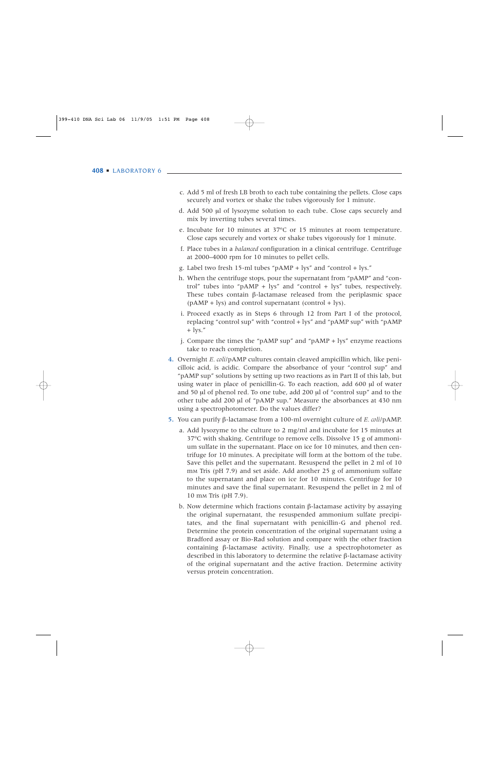c. Add 5 ml of fresh LB broth to each tube containing the pellets. Close caps securely and vortex or shake the tubes vigorously for 1 minute.

d. Add 500 μl of lysozyme solution to each tube. Close caps securely and mix by inverting tubes several times.

e. Incubate for 10 minutes at 37°C or 15 minutes at room temperature. Close caps securely and vortex or shake tubes vigorously for 1 minute.

f. Place tubes in a *balanced* configuration in a clinical centrifuge. Centrifuge at 2000–4000 rpm for 10 minutes to pellet cells.

g. Label two fresh 15-ml tubes "pAMP + lys" and "control + lys."

h. When the centrifuge stops, pour the supernatant from "pAMP" and "control" tubes into "pAMP + lys" and "control + lys" tubes, respectively. These tubes contain β-lactamase released from the periplasmic space (pAMP + lys) and control supernatant (control + lys).

i. Proceed exactly as in Steps 6 through 12 from Part I of the protocol, replacing "control sup" with "control + lys" and "pAMP sup" with "pAMP + lys."

j. Compare the times the "pAMP sup" and "pAMP + lys" enzyme reactions take to reach completion.

**4.** Overnight *E. coli*/pAMP cultures contain cleaved ampicillin which, like penicilloic acid, is acidic. Compare the absorbance of your "control sup" and "pAMP sup" solutions by setting up two reactions as in Part II of this lab, but using water in place of penicillin-G. To each reaction, add 600 μl of water and 50 μl of phenol red. To one tube, add 200 μl of "control sup" and to the other tube add 200 μl of "pAMP sup." Measure the absorbances at 430 nm using a spectrophotometer. Do the values differ?

**5.** You can purify β-lactamase from a 100-ml overnight culture of *E. coli*/pAMP.

a. Add lysozyme to the culture to 2 mg/ml and incubate for 15 minutes at 37°C with shaking. Centrifuge to remove cells. Dissolve 15 g of ammonium sulfate in the supernatant. Place on ice for 10 minutes, and then centrifuge for 10 minutes. A precipitate will form at the bottom of the tube. Save this pellet and the supernatant. Resuspend the pellet in 2 ml of 10 mM Tris (pH 7.9) and set aside. Add another 25 g of ammonium sulfate to the supernatant and place on ice for 10 minutes. Centrifuge for 10 minutes and save the final supernatant. Resuspend the pellet in 2 ml of 10 mM Tris (pH 7.9).

b. Now determine which fractions contain β-lactamase activity by assaying the original supernatant, the resuspended ammonium sulfate precipitates, and the final supernatant with penicillin-G and phenol red. Determine the protein concentration of the original supernatant using a Bradford assay or Bio-Rad solution and compare with the other fraction containing β-lactamase activity. Finally, use a spectrophotometer as described in this laboratory to determine the relative β-lactamase activity of the original supernatant and the active fraction. Determine activity versus protein concentration.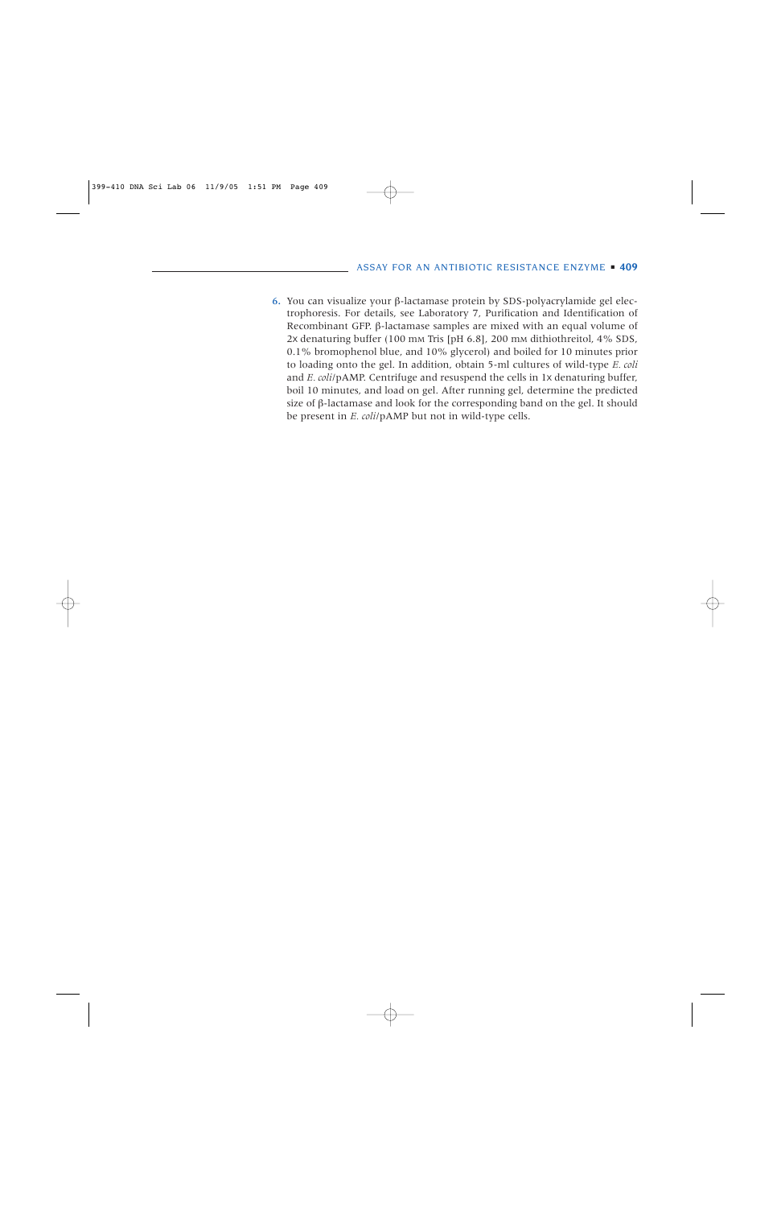6. You can visualize your β-lactamase protein by SDS-polyacrylamide gel electrophoresis. For details, see Laboratory 7, Purification and Identification of Recombinant GFP. β-lactamase samples are mixed with an equal volume of 2x denaturing buffer (100 mM Tris [pH 6.8], 200 mM dithiothreitol, 4% SDS, 0.1% bromophenol blue, and 10% glycerol) and boiled for 10 minutes prior to loading onto the gel. In addition, obtain 5-ml cultures of wild-type *E. coli* and *E. coli*/pAMP. Centrifuge and resuspend the cells in 1x denaturing buffer, boil 10 minutes, and load on gel. After running gel, determine the predicted size of β-lactamase and look for the corresponding band on the gel. It should be present in *E. coli*/pAMP but not in wild-type cells.